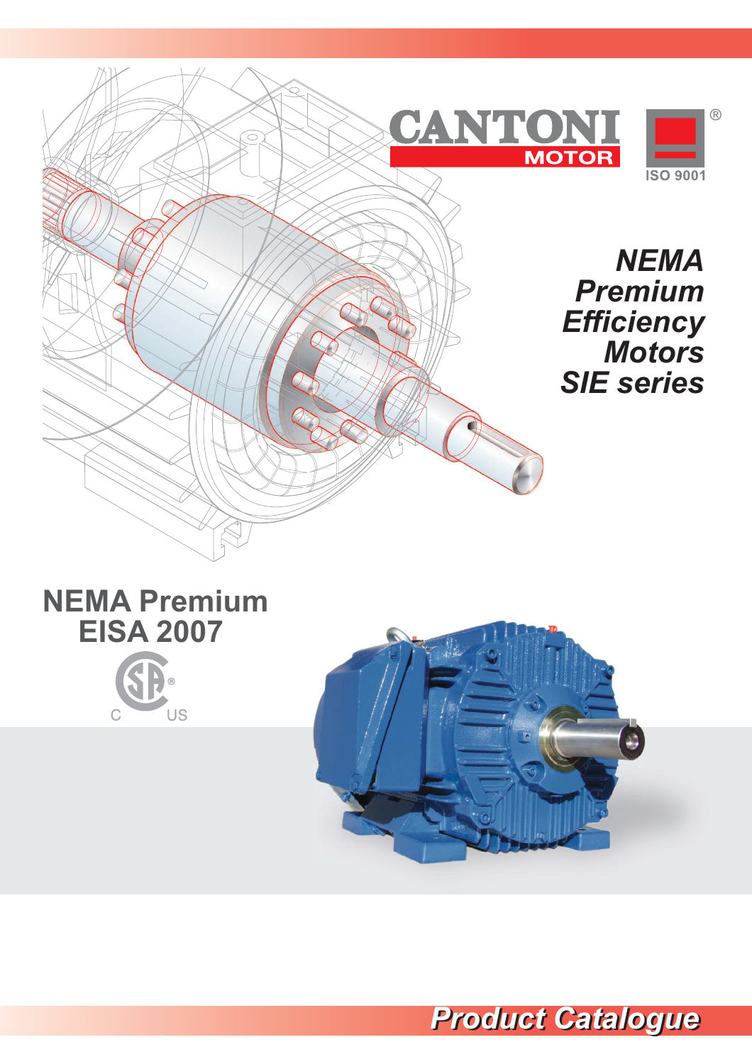CANTONI MOTOR

ISO 9001

# NEMA Premium Efficiency Motors SIE series

## NEMA Premium EISA 2007

C US

**Product Catalogue**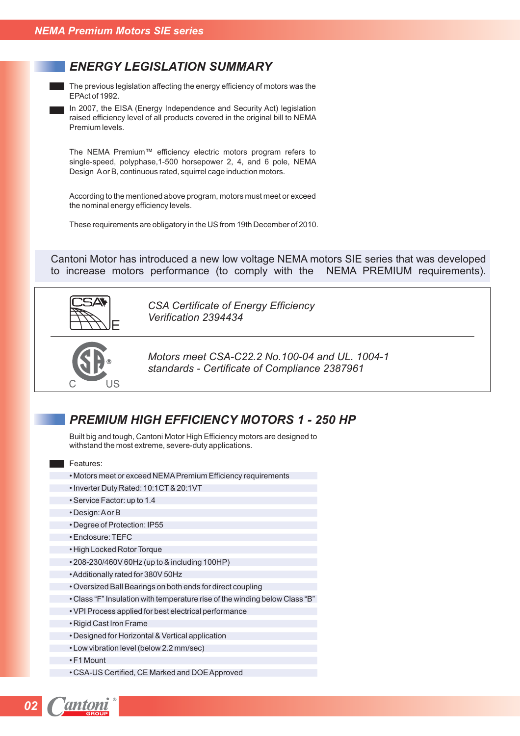## ENERGY LEGISLATION SUMMARY

- The previous legislation affecting the energy efficiency of motors was the EPAct of 1992.
- In 2007, the EISA (Energy Independence and Security Act) legislation raised efficiency level of all products covered in the original bill to NEMA Premium levels.

The NEMA Premium™ efficiency electric motors program refers to single-speed, polyphase,1-500 horsepower 2, 4, and 6 pole, NEMA Design A or B, continuous rated, squirrel cage induction motors.

According to the mentioned above program, motors must meet or exceed the nominal energy efficiency levels.

These requirements are obligatory in the US from 19th December of 2010.

Cantoni Motor has introduced a new low voltage NEMA motors SIE series that was developed to increase motors performance (to comply with the NEMA PREMIUM requirements).

CSA E — *CSA Certificate of Energy Efficiency Verification 2394434*

C SP US — *Motors meet CSA-C22.2 No.100-04 and UL. 1004-1 standards - Certificate of Compliance 2387961*

## PREMIUM HIGH EFFICIENCY MOTORS 1 - 250 HP

Built big and tough, Cantoni Motor High Efficiency motors are designed to withstand the most extreme, severe-duty applications.

Features:

- Motors meet or exceed NEMA Premium Efficiency requirements
- Inverter Duty Rated: 10:1CT & 20:1VT
- Service Factor: up to 1.4
- Design: A or B
- Degree of Protection: IP55
- Enclosure: TEFC
- High Locked Rotor Torque
- 208-230/460V 60Hz (up to & including 100HP)
- Additionally rated for 380V 50Hz
- Oversized Ball Bearings on both ends for direct coupling
- Class "F" Insulation with temperature rise of the winding below Class "B"
- VPI Process applied for best electrical performance
- Rigid Cast Iron Frame
- Designed for Horizontal & Vertical application
- Low vibration level (below 2.2 mm/sec)
- F1 Mount
- CSA-US Certified, CE Marked and DOE Approved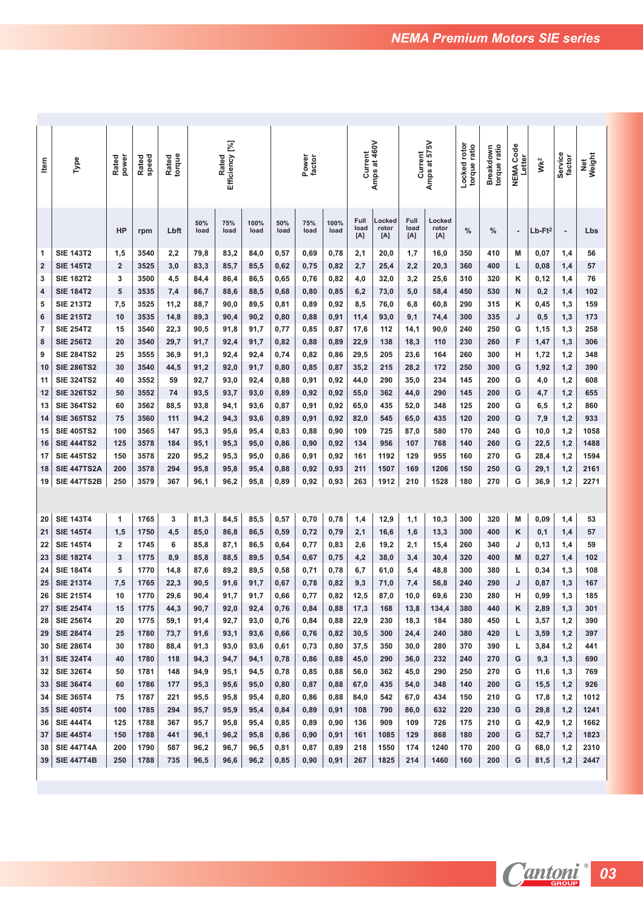# NEMA Premium Motors SIE series

| Item | Type | Rated power | Rated speed | Rated torque | Rated Efficiency [%] | | | Power factor | | | Current Amps at 460V | | Current Amps at 575V | | Locked rotor torque ratio | Breakdown torque ratio | NEMA Code Letter | Wk² | Service factor | Net Weight |
|---|---|---|---|---|---|---|---|---|---|---|---|---|---|---|---|---|---|---|---|---|
| | | | | | 50% load | 75% load | 100% load | 50% load | 75% load | 100% load | Full load [A] | Locked rotor [A] | Full load [A] | Locked rotor [A] | | | | | | |
| | | HP | rpm | Lbft | | | | | | | | | | | % | % | - | Lb-Ft² | - | Lbs |
| 1 | SIE 143T2 | 1,5 | 3540 | 2,2 | 79,8 | 83,2 | 84,0 | 0,57 | 0,69 | 0,78 | 2,1 | 20,0 | 1,7 | 16,0 | 350 | 410 | M | 0,07 | 1,4 | 56 |
| 2 | SIE 145T2 | 2 | 3525 | 3,0 | 83,3 | 85,7 | 85,5 | 0,62 | 0,75 | 0,82 | 2,7 | 25,4 | 2,2 | 20,3 | 360 | 400 | L | 0,08 | 1,4 | 57 |
| 3 | SIE 182T2 | 3 | 3500 | 4,5 | 84,4 | 86,4 | 86,5 | 0,65 | 0,76 | 0,82 | 4,0 | 32,0 | 3,2 | 25,6 | 310 | 320 | K | 0,12 | 1,4 | 76 |
| 4 | SIE 184T2 | 5 | 3535 | 7,4 | 86,7 | 88,6 | 88,5 | 0,68 | 0,80 | 0,85 | 6,2 | 73,0 | 5,0 | 58,4 | 450 | 530 | N | 0,2 | 1,4 | 102 |
| 5 | SIE 213T2 | 7,5 | 3525 | 11,2 | 88,7 | 90,0 | 89,5 | 0,81 | 0,89 | 0,92 | 8,5 | 76,0 | 6,8 | 60,8 | 290 | 315 | K | 0,45 | 1,3 | 159 |
| 6 | SIE 215T2 | 10 | 3535 | 14,8 | 89,3 | 90,4 | 90,2 | 0,80 | 0,88 | 0,91 | 11,4 | 93,0 | 9,1 | 74,4 | 300 | 335 | J | 0,5 | 1,3 | 173 |
| 7 | SIE 254T2 | 15 | 3540 | 22,3 | 90,5 | 91,8 | 91,7 | 0,77 | 0,85 | 0,87 | 17,6 | 112 | 14,1 | 90,0 | 240 | 250 | G | 1,15 | 1,3 | 258 |
| 8 | SIE 256T2 | 20 | 3540 | 29,7 | 91,7 | 92,4 | 91,7 | 0,82 | 0,88 | 0,89 | 22,9 | 138 | 18,3 | 110 | 230 | 260 | F | 1,47 | 1,3 | 306 |
| 9 | SIE 284TS2 | 25 | 3555 | 36,9 | 91,3 | 92,4 | 92,4 | 0,74 | 0,82 | 0,86 | 29,5 | 205 | 23,6 | 164 | 260 | 300 | H | 1,72 | 1,2 | 348 |
| 10 | SIE 286TS2 | 30 | 3540 | 44,5 | 91,2 | 92,0 | 91,7 | 0,80 | 0,85 | 0,87 | 35,2 | 215 | 28,2 | 172 | 250 | 300 | G | 1,92 | 1,2 | 390 |
| 11 | SIE 324TS2 | 40 | 3552 | 59 | 92,7 | 93,0 | 92,4 | 0,88 | 0,91 | 0,92 | 44,0 | 290 | 35,0 | 234 | 145 | 200 | G | 4,0 | 1,2 | 608 |
| 12 | SIE 326TS2 | 50 | 3552 | 74 | 93,5 | 93,7 | 93,0 | 0,89 | 0,92 | 0,92 | 55,0 | 362 | 44,0 | 290 | 145 | 200 | G | 4,7 | 1,2 | 655 |
| 13 | SIE 364TS2 | 60 | 3562 | 88,5 | 93,8 | 94,1 | 93,6 | 0,87 | 0,91 | 0,92 | 65,0 | 435 | 52,0 | 348 | 125 | 200 | G | 6,5 | 1,2 | 860 |
| 14 | SIE 365TS2 | 75 | 3560 | 111 | 94,2 | 94,3 | 93,6 | 0,89 | 0,91 | 0,92 | 82,0 | 545 | 65,0 | 435 | 120 | 200 | G | 7,9 | 1,2 | 933 |
| 15 | SIE 405TS2 | 100 | 3565 | 147 | 95,3 | 95,6 | 95,4 | 0,83 | 0,88 | 0,90 | 109 | 725 | 87,0 | 580 | 170 | 240 | G | 10,0 | 1,2 | 1058 |
| 16 | SIE 444TS2 | 125 | 3578 | 184 | 95,1 | 95,3 | 95,0 | 0,86 | 0,90 | 0,92 | 134 | 956 | 107 | 768 | 140 | 260 | G | 22,5 | 1,2 | 1488 |
| 17 | SIE 445TS2 | 150 | 3578 | 220 | 95,2 | 95,3 | 95,0 | 0,86 | 0,91 | 0,92 | 161 | 1192 | 129 | 955 | 160 | 270 | G | 28,4 | 1,2 | 1594 |
| 18 | SIE 447TS2A | 200 | 3578 | 294 | 95,8 | 95,8 | 95,4 | 0,88 | 0,92 | 0,93 | 211 | 1507 | 169 | 1206 | 150 | 250 | G | 29,1 | 1,2 | 2161 |
| 19 | SIE 447TS2B | 250 | 3579 | 367 | 96,1 | 96,2 | 95,8 | 0,89 | 0,92 | 0,93 | 263 | 1912 | 210 | 1528 | 180 | 270 | G | 36,9 | 1,2 | 2271 |
| 20 | SIE 143T4 | 1 | 1765 | 3 | 81,3 | 84,5 | 85,5 | 0,57 | 0,70 | 0,78 | 1,4 | 12,9 | 1,1 | 10,3 | 300 | 320 | M | 0,09 | 1,4 | 53 |
| 21 | SIE 145T4 | 1,5 | 1750 | 4,5 | 85,0 | 86,8 | 86,5 | 0,59 | 0,72 | 0,79 | 2,1 | 16,6 | 1,6 | 13,3 | 300 | 400 | K | 0,1 | 1,4 | 57 |
| 22 | SIE 145T4 | 2 | 1745 | 6 | 85,8 | 87,1 | 86,5 | 0,64 | 0,77 | 0,83 | 2,6 | 19,2 | 2,1 | 15,4 | 260 | 340 | J | 0,13 | 1,4 | 59 |
| 23 | SIE 182T4 | 3 | 1775 | 8,9 | 85,8 | 88,5 | 89,5 | 0,54 | 0,67 | 0,75 | 4,2 | 38,0 | 3,4 | 30,4 | 320 | 400 | M | 0,27 | 1,4 | 102 |
| 24 | SIE 184T4 | 5 | 1770 | 14,8 | 87,6 | 89,2 | 89,5 | 0,58 | 0,71 | 0,78 | 6,7 | 61,0 | 5,4 | 48,8 | 300 | 380 | L | 0,34 | 1,3 | 108 |
| 25 | SIE 213T4 | 7,5 | 1765 | 22,3 | 90,5 | 91,6 | 91,7 | 0,67 | 0,78 | 0,82 | 9,3 | 71,0 | 7,4 | 56,8 | 240 | 290 | J | 0,87 | 1,3 | 167 |
| 26 | SIE 215T4 | 10 | 1770 | 29,6 | 90,4 | 91,7 | 91,7 | 0,66 | 0,77 | 0,82 | 12,5 | 87,0 | 10,0 | 69,6 | 230 | 280 | H | 0,99 | 1,3 | 185 |
| 27 | SIE 254T4 | 15 | 1775 | 44,3 | 90,7 | 92,0 | 92,4 | 0,76 | 0,84 | 0,88 | 17,3 | 168 | 13,8 | 134,4 | 380 | 440 | K | 2,89 | 1,3 | 301 |
| 28 | SIE 256T4 | 20 | 1775 | 59,1 | 91,4 | 92,7 | 93,0 | 0,76 | 0,84 | 0,88 | 22,9 | 230 | 18,3 | 184 | 380 | 450 | L | 3,57 | 1,2 | 390 |
| 29 | SIE 284T4 | 25 | 1780 | 73,7 | 91,6 | 93,1 | 93,6 | 0,66 | 0,76 | 0,82 | 30,5 | 300 | 24,4 | 240 | 380 | 420 | L | 3,59 | 1,2 | 397 |
| 30 | SIE 286T4 | 30 | 1780 | 88,4 | 91,3 | 93,0 | 93,6 | 0,61 | 0,73 | 0,80 | 37,5 | 350 | 30,0 | 280 | 370 | 390 | L | 3,84 | 1,2 | 441 |
| 31 | SIE 324T4 | 40 | 1780 | 118 | 94,3 | 94,7 | 94,1 | 0,78 | 0,86 | 0,88 | 45,0 | 290 | 36,0 | 232 | 240 | 270 | G | 9,3 | 1,3 | 690 |
| 32 | SIE 326T4 | 50 | 1781 | 148 | 94,9 | 95,1 | 94,5 | 0,78 | 0,85 | 0,88 | 56,0 | 362 | 45,0 | 290 | 250 | 270 | G | 11,6 | 1,3 | 769 |
| 33 | SIE 364T4 | 60 | 1786 | 177 | 95,3 | 95,6 | 95,0 | 0,80 | 0,87 | 0,88 | 67,0 | 435 | 54,0 | 348 | 140 | 200 | G | 15,5 | 1,2 | 926 |
| 34 | SIE 365T4 | 75 | 1787 | 221 | 95,5 | 95,8 | 95,4 | 0,80 | 0,86 | 0,88 | 84,0 | 542 | 67,0 | 434 | 150 | 210 | G | 17,8 | 1,2 | 1012 |
| 35 | SIE 405T4 | 100 | 1785 | 294 | 95,7 | 95,9 | 95,4 | 0,84 | 0,89 | 0,91 | 108 | 790 | 86,0 | 632 | 220 | 230 | G | 29,8 | 1,2 | 1241 |
| 36 | SIE 444T4 | 125 | 1788 | 367 | 95,7 | 95,8 | 95,4 | 0,85 | 0,89 | 0,90 | 136 | 909 | 109 | 726 | 175 | 210 | G | 42,9 | 1,2 | 1662 |
| 37 | SIE 445T4 | 150 | 1788 | 441 | 96,1 | 96,2 | 95,8 | 0,86 | 0,90 | 0,91 | 161 | 1085 | 129 | 868 | 180 | 200 | G | 52,7 | 1,2 | 1823 |
| 38 | SIE 447T4A | 200 | 1790 | 587 | 96,2 | 96,7 | 96,5 | 0,81 | 0,87 | 0,89 | 218 | 1550 | 174 | 1240 | 170 | 200 | G | 68,0 | 1,2 | 2310 |
| 39 | SIE 447T4B | 250 | 1788 | 735 | 96,5 | 96,6 | 96,2 | 0,85 | 0,90 | 0,91 | 267 | 1825 | 214 | 1460 | 160 | 200 | G | 81,5 | 1,2 | 2447 |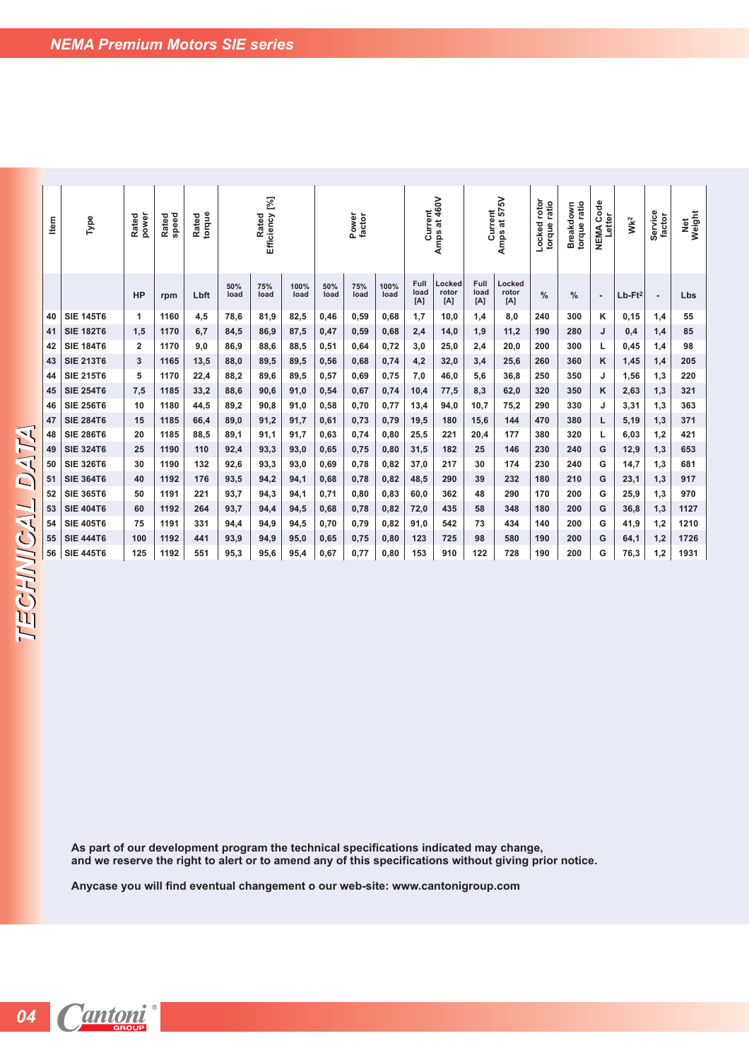## NEMA Premium Motors SIE series

## TECHNICAL DATA

| Item | Type | Rated power | Rated speed | Rated torque | Rated Efficiency [%] | | | Power factor | | | Current Amps at 460V | | Current Amps at 575V | | Locked rotor torque ratio | Breakdown torque ratio | NEMA Code Letter | Wk² | Service factor | Net Weight |
|---|---|---|---|---|---|---|---|---|---|---|---|---|---|---|---|---|---|---|---|---|
| | | HP | rpm | Lbft | 50% load | 75% load | 100% load | 50% load | 75% load | 100% load | Full load [A] | Locked rotor [A] | Full load [A] | Locked rotor [A] | % | % | - | Lb-Ft² | - | Lbs |
| 40 | SIE 145T6 | 1 | 1160 | 4,5 | 78,6 | 81,9 | 82,5 | 0,46 | 0,59 | 0,68 | 1,7 | 10,0 | 1,4 | 8,0 | 240 | 300 | K | 0,15 | 1,4 | 55 |
| 41 | SIE 182T6 | 1,5 | 1170 | 6,7 | 84,5 | 86,9 | 87,5 | 0,47 | 0,59 | 0,68 | 2,4 | 14,0 | 1,9 | 11,2 | 190 | 280 | J | 0,4 | 1,4 | 85 |
| 42 | SIE 184T6 | 2 | 1170 | 9,0 | 86,9 | 88,6 | 88,5 | 0,51 | 0,64 | 0,72 | 3,0 | 25,0 | 2,4 | 20,0 | 200 | 300 | L | 0,45 | 1,4 | 98 |
| 43 | SIE 213T6 | 3 | 1165 | 13,5 | 88,0 | 89,5 | 89,5 | 0,56 | 0,68 | 0,74 | 4,2 | 32,0 | 3,4 | 25,6 | 260 | 360 | K | 1,45 | 1,4 | 205 |
| 44 | SIE 215T6 | 5 | 1170 | 22,4 | 88,2 | 89,6 | 89,5 | 0,57 | 0,69 | 0,75 | 7,0 | 46,0 | 5,6 | 36,8 | 250 | 350 | J | 1,56 | 1,3 | 220 |
| 45 | SIE 254T6 | 7,5 | 1185 | 33,2 | 88,6 | 90,6 | 91,0 | 0,54 | 0,67 | 0,74 | 10,4 | 77,5 | 8,3 | 62,0 | 320 | 350 | K | 2,63 | 1,3 | 321 |
| 46 | SIE 256T6 | 10 | 1180 | 44,5 | 89,2 | 90,8 | 91,0 | 0,58 | 0,70 | 0,77 | 13,4 | 94,0 | 10,7 | 75,2 | 290 | 330 | J | 3,31 | 1,3 | 363 |
| 47 | SIE 284T6 | 15 | 1185 | 66,4 | 89,0 | 91,2 | 91,7 | 0,61 | 0,73 | 0,79 | 19,5 | 180 | 15,6 | 144 | 470 | 380 | L | 5,19 | 1,3 | 371 |
| 48 | SIE 286T6 | 20 | 1185 | 88,5 | 89,1 | 91,1 | 91,7 | 0,63 | 0,74 | 0,80 | 25,5 | 221 | 20,4 | 177 | 380 | 320 | L | 6,03 | 1,2 | 421 |
| 49 | SIE 324T6 | 25 | 1190 | 110 | 92,4 | 93,3 | 93,0 | 0,65 | 0,75 | 0,80 | 31,5 | 182 | 25 | 146 | 230 | 240 | G | 12,9 | 1,3 | 653 |
| 50 | SIE 326T6 | 30 | 1190 | 132 | 92,6 | 93,3 | 93,0 | 0,69 | 0,78 | 0,82 | 37,0 | 217 | 30 | 174 | 230 | 240 | G | 14,7 | 1,3 | 681 |
| 51 | SIE 364T6 | 40 | 1192 | 176 | 93,5 | 94,2 | 94,1 | 0,68 | 0,78 | 0,82 | 48,5 | 290 | 39 | 232 | 180 | 210 | G | 23,1 | 1,3 | 917 |
| 52 | SIE 365T6 | 50 | 1191 | 221 | 93,7 | 94,3 | 94,1 | 0,71 | 0,80 | 0,83 | 60,0 | 362 | 48 | 290 | 170 | 200 | G | 25,9 | 1,3 | 970 |
| 53 | SIE 404T6 | 60 | 1192 | 264 | 93,7 | 94,4 | 94,5 | 0,68 | 0,78 | 0,82 | 72,0 | 435 | 58 | 348 | 180 | 200 | G | 36,8 | 1,3 | 1127 |
| 54 | SIE 405T6 | 75 | 1191 | 331 | 94,4 | 94,9 | 94,5 | 0,70 | 0,79 | 0,82 | 91,0 | 542 | 73 | 434 | 140 | 200 | G | 41,9 | 1,2 | 1210 |
| 55 | SIE 444T6 | 100 | 1192 | 441 | 93,9 | 94,9 | 95,0 | 0,65 | 0,75 | 0,80 | 123 | 725 | 98 | 580 | 190 | 200 | G | 64,1 | 1,2 | 1726 |
| 56 | SIE 445T6 | 125 | 1192 | 551 | 95,3 | 95,6 | 95,4 | 0,67 | 0,77 | 0,80 | 153 | 910 | 122 | 728 | 190 | 200 | G | 76,3 | 1,2 | 1931 |

**As part of our development program the technical specifications indicated may change, and we reserve the right to alert or to amend any of this specifications without giving prior notice.**

**Anycase you will find eventual changement o our web-site: www.cantonigroup.com**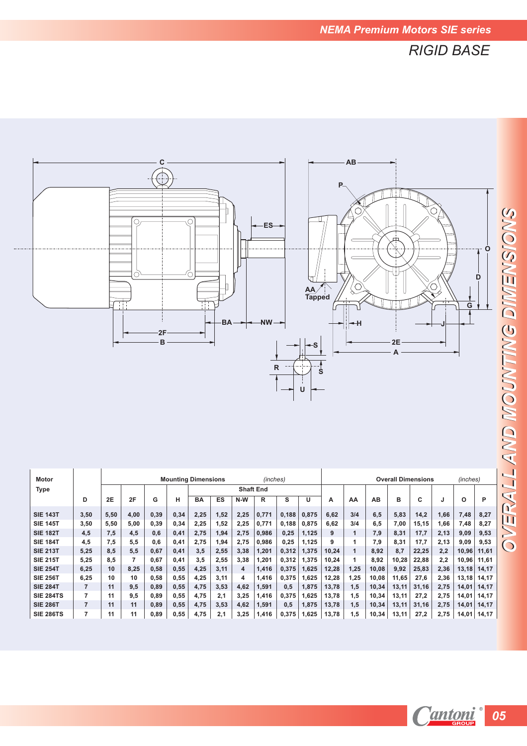# NEMA Premium Motors SIE series

## RIGID BASE

## OVERALL AND MOUNTING DIMENSIONS

| Motor Type | | Mounting Dimensions | | | | | | | (inches) | | | Overall Dimensions | | | | | | | (inches) |
|---|---|---|---|---|---|---|---|---|---|---|---|---|---|---|---|---|---|---|---|
| | | | | | | Shaft End | | | | | | | | | | | | | |
| | D | 2E | 2F | G | H | BA | ES | N-W | R | S | U | A | AA | AB | B | C | J | O | P |
| SIE 143T | 3,50 | 5,50 | 4,00 | 0,39 | 0,34 | 2,25 | 1,52 | 2,25 | 0,771 | 0,188 | 0,875 | 6,62 | 3/4 | 6,5 | 5,83 | 14,2 | 1,66 | 7,48 | 8,27 |
| SIE 145T | 3,50 | 5,50 | 5,00 | 0,39 | 0,34 | 2,25 | 1,52 | 2,25 | 0,771 | 0,188 | 0,875 | 6,62 | 3/4 | 6,5 | 7,00 | 15,15 | 1,66 | 7,48 | 8,27 |
| SIE 182T | 4,5 | 7,5 | 4,5 | 0,6 | 0,41 | 2,75 | 1,94 | 2,75 | 0,986 | 0,25 | 1,125 | 9 | 1 | 7,9 | 8,31 | 17,7 | 2,13 | 9,09 | 9,53 |
| SIE 184T | 4,5 | 7,5 | 5,5 | 0,6 | 0,41 | 2,75 | 1,94 | 2,75 | 0,986 | 0,25 | 1,125 | 9 | 1 | 7,9 | 8,31 | 17,7 | 2,13 | 9,09 | 9,53 |
| SIE 213T | 5,25 | 8,5 | 5,5 | 0,67 | 0,41 | 3,5 | 2,55 | 3,38 | 1,201 | 0,312 | 1,375 | 10,24 | 1 | 8,92 | 8,7 | 22,25 | 2,2 | 10,96 | 11,61 |
| SIE 215T | 5,25 | 8,5 | 7 | 0,67 | 0,41 | 3,5 | 2,55 | 3,38 | 1,201 | 0,312 | 1,375 | 10,24 | 1 | 8,92 | 10,28 | 22,88 | 2,2 | 10,96 | 11,61 |
| SIE 254T | 6,25 | 10 | 8,25 | 0,58 | 0,55 | 4,25 | 3,11 | 4 | 1,416 | 0,375 | 1,625 | 12,28 | 1,25 | 10,08 | 9,92 | 25,83 | 2,36 | 13,18 | 14,17 |
| SIE 256T | 6,25 | 10 | 10 | 0,58 | 0,55 | 4,25 | 3,11 | 4 | 1,416 | 0,375 | 1,625 | 12,28 | 1,25 | 10,08 | 11,65 | 27,6 | 2,36 | 13,18 | 14,17 |
| SIE 284T | 7 | 11 | 9,5 | 0,89 | 0,55 | 4,75 | 3,53 | 4,62 | 1,591 | 0,5 | 1,875 | 13,78 | 1,5 | 10,34 | 13,11 | 31,16 | 2,75 | 14,01 | 14,17 |
| SIE 284TS | 7 | 11 | 9,5 | 0,89 | 0,55 | 4,75 | 2,1 | 3,25 | 1,416 | 0,375 | 1,625 | 13,78 | 1,5 | 10,34 | 13,11 | 27,2 | 2,75 | 14,01 | 14,17 |
| SIE 286T | 7 | 11 | 11 | 0,89 | 0,55 | 4,75 | 3,53 | 4,62 | 1,591 | 0,5 | 1,875 | 13,78 | 1,5 | 10,34 | 13,11 | 31,16 | 2,75 | 14,01 | 14,17 |
| SIE 286TS | 7 | 11 | 11 | 0,89 | 0,55 | 4,75 | 2,1 | 3,25 | 1,416 | 0,375 | 1,625 | 13,78 | 1,5 | 10,34 | 13,11 | 27,2 | 2,75 | 14,01 | 14,17 |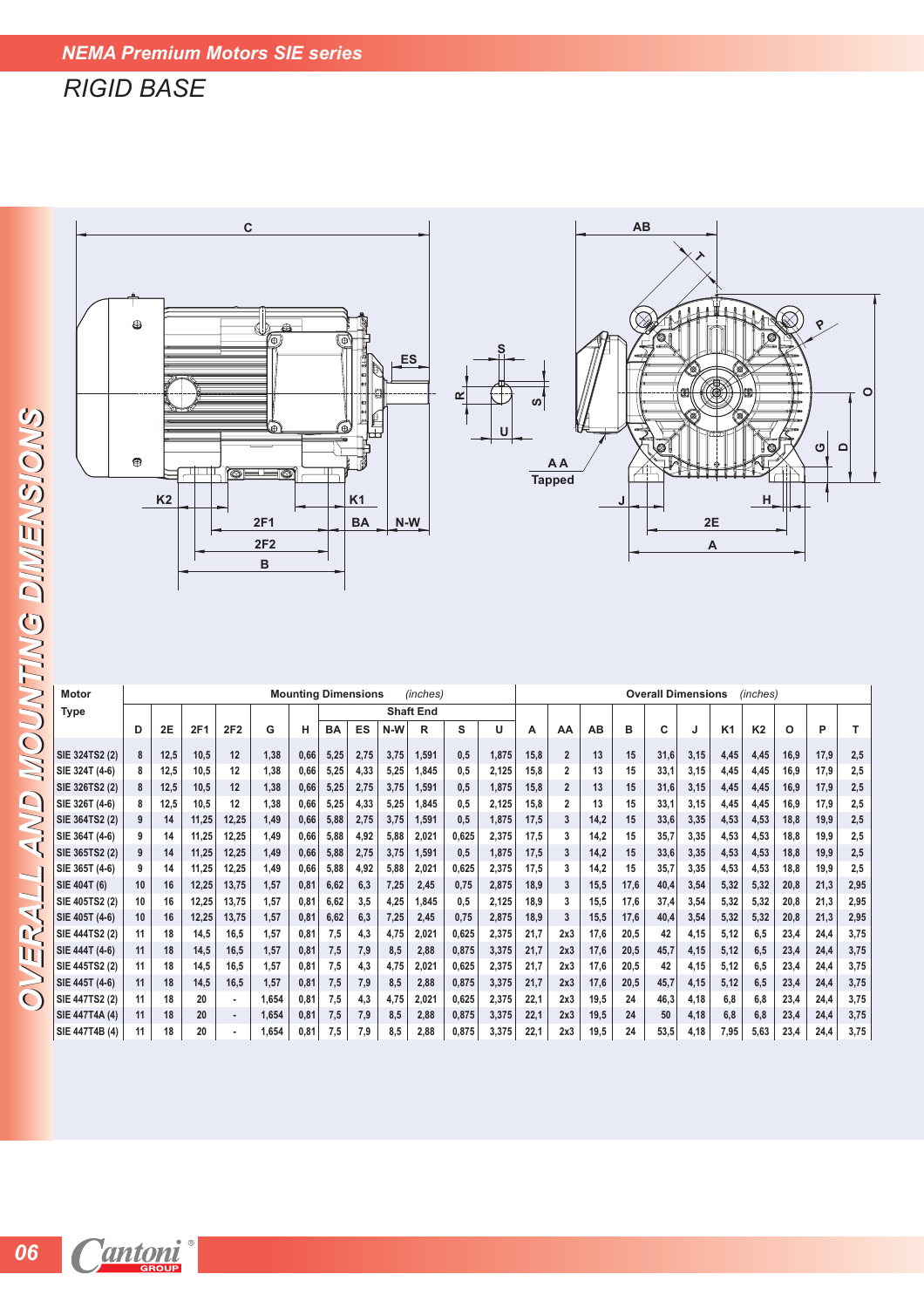## NEMA Premium Motors SIE series

# RIGID BASE

## OVERALL AND MOUNTING DIMENSIONS

| Motor Type | Mounting Dimensions (inches) | | | | | | | | | | | | Overall Dimensions (inches) | | | | | | | | | | |
|---|---|---|---|---|---|---|---|---|---|---|---|---|---|---|---|---|---|---|---|---|---|---|---|
| | | | | | | | Shaft End | | | | | | | | | | | | | | | | |
| | D | 2E | 2F1 | 2F2 | G | H | BA | ES | N-W | R | S | U | A | AA | AB | B | C | J | K1 | K2 | O | P | T |
| SIE 324TS2 (2) | 8 | 12,5 | 10,5 | 12 | 1,38 | 0,66 | 5,25 | 2,75 | 3,75 | 1,591 | 0,5 | 1,875 | 15,8 | 2 | 13 | 15 | 31,6 | 3,15 | 4,45 | 4,45 | 16,9 | 17,9 | 2,5 |
| SIE 324T (4-6) | 8 | 12,5 | 10,5 | 12 | 1,38 | 0,66 | 5,25 | 4,33 | 5,25 | 1,845 | 0,5 | 2,125 | 15,8 | 2 | 13 | 15 | 33,1 | 3,15 | 4,45 | 4,45 | 16,9 | 17,9 | 2,5 |
| SIE 326TS2 (2) | 8 | 12,5 | 10,5 | 12 | 1,38 | 0,66 | 5,25 | 2,75 | 3,75 | 1,591 | 0,5 | 1,875 | 15,8 | 2 | 13 | 15 | 31,6 | 3,15 | 4,45 | 4,45 | 16,9 | 17,9 | 2,5 |
| SIE 326T (4-6) | 8 | 12,5 | 10,5 | 12 | 1,38 | 0,66 | 5,25 | 4,33 | 5,25 | 1,845 | 0,5 | 2,125 | 15,8 | 2 | 13 | 15 | 33,1 | 3,15 | 4,45 | 4,45 | 16,9 | 17,9 | 2,5 |
| SIE 364TS2 (2) | 9 | 14 | 11,25 | 12,25 | 1,49 | 0,66 | 5,88 | 2,75 | 3,75 | 1,591 | 0,5 | 1,875 | 17,5 | 3 | 14,2 | 15 | 33,6 | 3,35 | 4,53 | 4,53 | 18,8 | 19,9 | 2,5 |
| SIE 364T (4-6) | 9 | 14 | 11,25 | 12,25 | 1,49 | 0,66 | 5,88 | 4,92 | 5,88 | 2,021 | 0,625 | 2,375 | 17,5 | 3 | 14,2 | 15 | 35,7 | 3,35 | 4,53 | 4,53 | 18,8 | 19,9 | 2,5 |
| SIE 365TS2 (2) | 9 | 14 | 11,25 | 12,25 | 1,49 | 0,66 | 5,88 | 2,75 | 3,75 | 1,591 | 0,5 | 1,875 | 17,5 | 3 | 14,2 | 15 | 33,6 | 3,35 | 4,53 | 4,53 | 18,8 | 19,9 | 2,5 |
| SIE 365T (4-6) | 9 | 14 | 11,25 | 12,25 | 1,49 | 0,66 | 5,88 | 4,92 | 5,88 | 2,021 | 0,625 | 2,375 | 17,5 | 3 | 14,2 | 15 | 35,7 | 3,35 | 4,53 | 4,53 | 18,8 | 19,9 | 2,5 |
| SIE 404T (6) | 10 | 16 | 12,25 | 13,75 | 1,57 | 0,81 | 6,62 | 6,3 | 7,25 | 2,45 | 0,75 | 2,875 | 18,9 | 3 | 15,5 | 17,6 | 40,4 | 3,54 | 5,32 | 5,32 | 20,8 | 21,3 | 2,95 |
| SIE 405TS2 (2) | 10 | 16 | 12,25 | 13,75 | 1,57 | 0,81 | 6,62 | 3,5 | 4,25 | 1,845 | 0,5 | 2,125 | 18,9 | 3 | 15,5 | 17,6 | 37,4 | 3,54 | 5,32 | 5,32 | 20,8 | 21,3 | 2,95 |
| SIE 405T (4-6) | 10 | 16 | 12,25 | 13,75 | 1,57 | 0,81 | 6,62 | 6,3 | 7,25 | 2,45 | 0,75 | 2,875 | 18,9 | 3 | 15,5 | 17,6 | 40,4 | 3,54 | 5,32 | 5,32 | 20,8 | 21,3 | 2,95 |
| SIE 444TS2 (2) | 11 | 18 | 14,5 | 16,5 | 1,57 | 0,81 | 7,5 | 4,3 | 4,75 | 2,021 | 0,625 | 2,375 | 21,7 | 2x3 | 17,6 | 20,5 | 42 | 4,15 | 5,12 | 6,5 | 23,4 | 24,4 | 3,75 |
| SIE 444T (4-6) | 11 | 18 | 14,5 | 16,5 | 1,57 | 0,81 | 7,5 | 7,9 | 8,5 | 2,88 | 0,875 | 3,375 | 21,7 | 2x3 | 17,6 | 20,5 | 45,7 | 4,15 | 5,12 | 6,5 | 23,4 | 24,4 | 3,75 |
| SIE 445TS2 (2) | 11 | 18 | 14,5 | 16,5 | 1,57 | 0,81 | 7,5 | 4,3 | 4,75 | 2,021 | 0,625 | 2,375 | 21,7 | 2x3 | 17,6 | 20,5 | 42 | 4,15 | 5,12 | 6,5 | 23,4 | 24,4 | 3,75 |
| SIE 445T (4-6) | 11 | 18 | 14,5 | 16,5 | 1,57 | 0,81 | 7,5 | 7,9 | 8,5 | 2,88 | 0,875 | 3,375 | 21,7 | 2x3 | 17,6 | 20,5 | 45,7 | 4,15 | 5,12 | 6,5 | 23,4 | 24,4 | 3,75 |
| SIE 447TS2 (2) | 11 | 18 | 20 | - | 1,654 | 0,81 | 7,5 | 4,3 | 4,75 | 2,021 | 0,625 | 2,375 | 22,1 | 2x3 | 19,5 | 24 | 46,3 | 4,18 | 6,8 | 6,8 | 23,4 | 24,4 | 3,75 |
| SIE 447T4A (4) | 11 | 18 | 20 | - | 1,654 | 0,81 | 7,5 | 7,9 | 8,5 | 2,88 | 0,875 | 3,375 | 22,1 | 2x3 | 19,5 | 24 | 50 | 4,18 | 6,8 | 6,8 | 23,4 | 24,4 | 3,75 |
| SIE 447T4B (4) | 11 | 18 | 20 | - | 1,654 | 0,81 | 7,5 | 7,9 | 8,5 | 2,88 | 0,875 | 3,375 | 22,1 | 2x3 | 19,5 | 24 | 53,5 | 4,18 | 7,95 | 5,63 | 23,4 | 24,4 | 3,75 |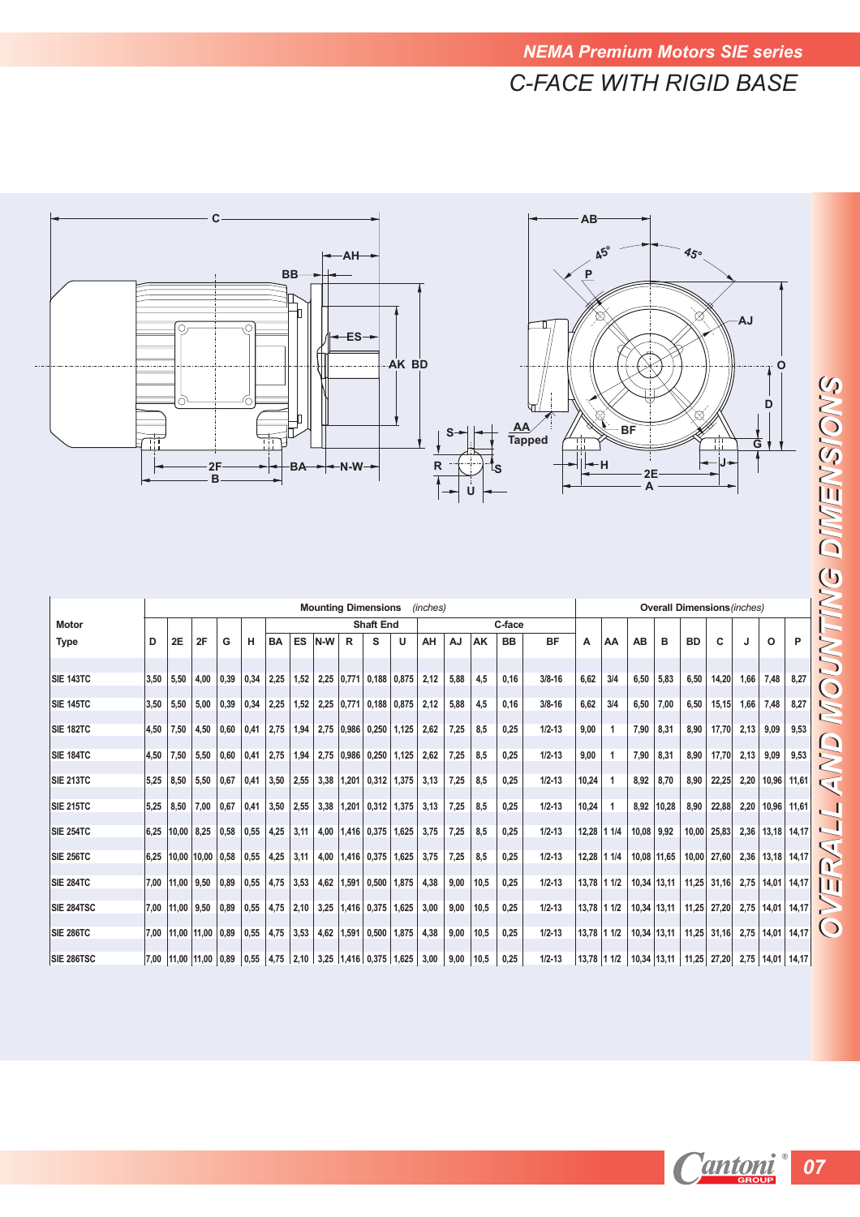## NEMA Premium Motors SIE series

# C-FACE WITH RIGID BASE

## OVERALL AND MOUNTING DIMENSIONS

| Motor Type | Mounting Dimensions *(inches)* | | | | | | | | | | | | | | | | | Overall Dimensions *(inches)* | | | | | | | | |
|---|---|---|---|---|---|---|---|---|---|---|---|---|---|---|---|---|---|---|---|---|---|---|---|---|---|---|
| | | | | | | | | Shaft End | | | | C-face | | | | | | | | | | | | | | |
| | D | 2E | 2F | G | H | BA | ES | N-W | R | S | U | AH | AJ | AK | BB | BF | A | AA | AB | B | BD | C | J | O | P |
| SIE 143TC | 3,50 | 5,50 | 4,00 | 0,39 | 0,34 | 2,25 | 1,52 | 2,25 | 0,771 | 0,188 | 0,875 | 2,12 | 5,88 | 4,5 | 0,16 | 3/8-16 | 6,62 | 3/4 | 6,50 | 5,83 | 6,50 | 14,20 | 1,66 | 7,48 | 8,27 |
| SIE 145TC | 3,50 | 5,50 | 5,00 | 0,39 | 0,34 | 2,25 | 1,52 | 2,25 | 0,771 | 0,188 | 0,875 | 2,12 | 5,88 | 4,5 | 0,16 | 3/8-16 | 6,62 | 3/4 | 6,50 | 7,00 | 6,50 | 15,15 | 1,66 | 7,48 | 8,27 |
| SIE 182TC | 4,50 | 7,50 | 4,50 | 0,60 | 0,41 | 2,75 | 1,94 | 2,75 | 0,986 | 0,250 | 1,125 | 2,62 | 7,25 | 8,5 | 0,25 | 1/2-13 | 9,00 | 1 | 7,90 | 8,31 | 8,90 | 17,70 | 2,13 | 9,09 | 9,53 |
| SIE 184TC | 4,50 | 7,50 | 5,50 | 0,60 | 0,41 | 2,75 | 1,94 | 2,75 | 0,986 | 0,250 | 1,125 | 2,62 | 7,25 | 8,5 | 0,25 | 1/2-13 | 9,00 | 1 | 7,90 | 8,31 | 8,90 | 17,70 | 2,13 | 9,09 | 9,53 |
| SIE 213TC | 5,25 | 8,50 | 5,50 | 0,67 | 0,41 | 3,50 | 2,55 | 3,38 | 1,201 | 0,312 | 1,375 | 3,13 | 7,25 | 8,5 | 0,25 | 1/2-13 | 10,24 | 1 | 8,92 | 8,70 | 8,90 | 22,25 | 2,20 | 10,96 | 11,61 |
| SIE 215TC | 5,25 | 8,50 | 7,00 | 0,67 | 0,41 | 3,50 | 2,55 | 3,38 | 1,201 | 0,312 | 1,375 | 3,13 | 7,25 | 8,5 | 0,25 | 1/2-13 | 10,24 | 1 | 8,92 | 10,28 | 8,90 | 22,88 | 2,20 | 10,96 | 11,61 |
| SIE 254TC | 6,25 | 10,00 | 8,25 | 0,58 | 0,55 | 4,25 | 3,11 | 4,00 | 1,416 | 0,375 | 1,625 | 3,75 | 7,25 | 8,5 | 0,25 | 1/2-13 | 12,28 | 1 1/4 | 10,08 | 9,92 | 10,00 | 25,83 | 2,36 | 13,18 | 14,17 |
| SIE 256TC | 6,25 | 10,00 | 10,00 | 0,58 | 0,55 | 4,25 | 3,11 | 4,00 | 1,416 | 0,375 | 1,625 | 3,75 | 7,25 | 8,5 | 0,25 | 1/2-13 | 12,28 | 1 1/4 | 10,08 | 11,65 | 10,00 | 27,60 | 2,36 | 13,18 | 14,17 |
| SIE 284TC | 7,00 | 11,00 | 9,50 | 0,89 | 0,55 | 4,75 | 3,53 | 4,62 | 1,591 | 0,500 | 1,875 | 4,38 | 9,00 | 10,5 | 0,25 | 1/2-13 | 13,78 | 1 1/2 | 10,34 | 13,11 | 11,25 | 31,16 | 2,75 | 14,01 | 14,17 |
| SIE 284TSC | 7,00 | 11,00 | 9,50 | 0,89 | 0,55 | 4,75 | 2,10 | 3,25 | 1,416 | 0,375 | 1,625 | 3,00 | 9,00 | 10,5 | 0,25 | 1/2-13 | 13,78 | 1 1/2 | 10,34 | 13,11 | 11,25 | 27,20 | 2,75 | 14,01 | 14,17 |
| SIE 286TC | 7,00 | 11,00 | 11,00 | 0,89 | 0,55 | 4,75 | 3,53 | 4,62 | 1,591 | 0,500 | 1,875 | 4,38 | 9,00 | 10,5 | 0,25 | 1/2-13 | 13,78 | 1 1/2 | 10,34 | 13,11 | 11,25 | 31,16 | 2,75 | 14,01 | 14,17 |
| SIE 286TSC | 7,00 | 11,00 | 11,00 | 0,89 | 0,55 | 4,75 | 2,10 | 3,25 | 1,416 | 0,375 | 1,625 | 3,00 | 9,00 | 10,5 | 0,25 | 1/2-13 | 13,78 | 1 1/2 | 10,34 | 13,11 | 11,25 | 27,20 | 2,75 | 14,01 | 14,17 |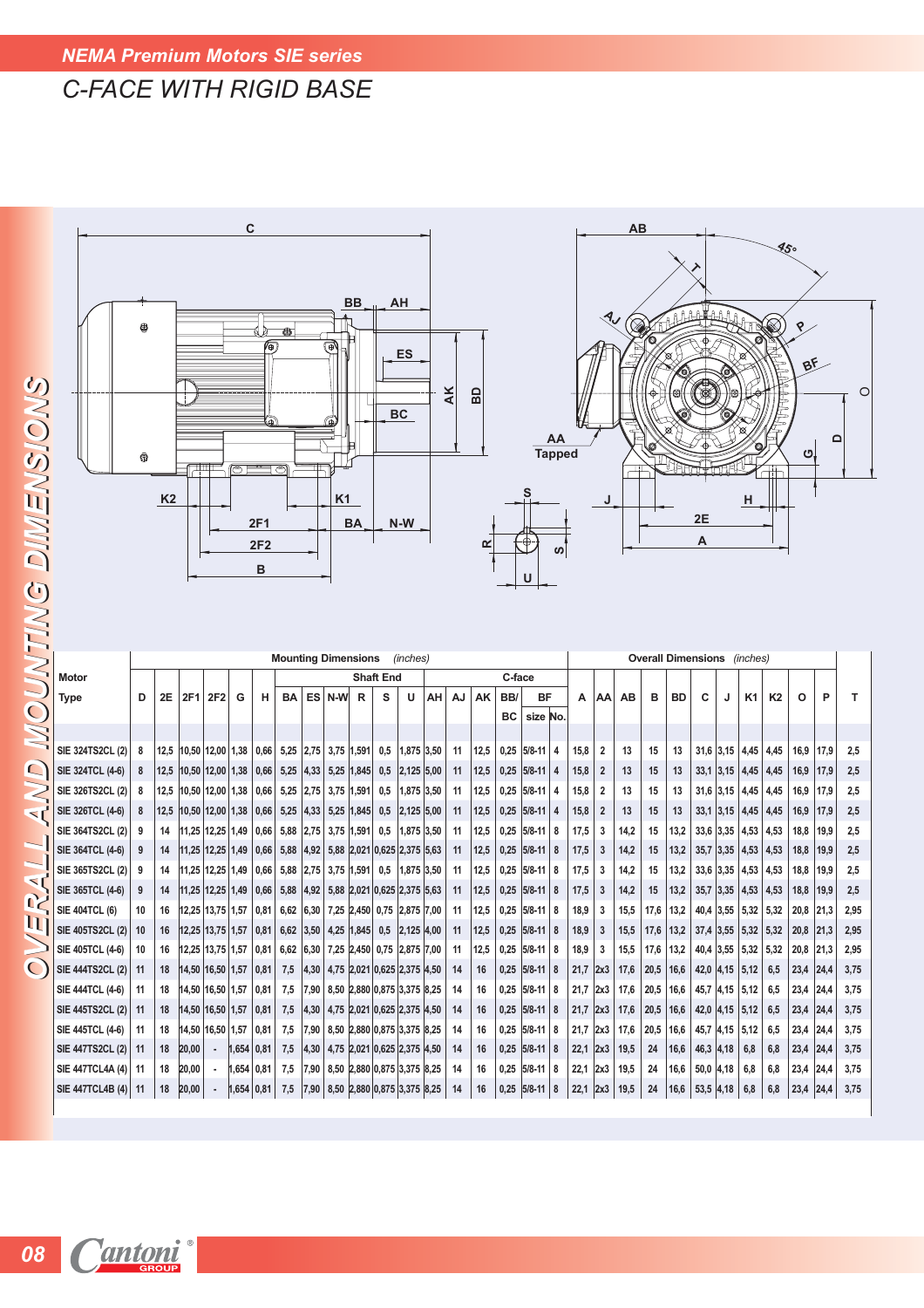## NEMA Premium Motors SIE series

# C-FACE WITH RIGID BASE

OVERALL AND MOUNTING DIMENSIONS

| Motor Type | Mounting Dimensions (inches) | | | | | | | | | | | | | | | | | | Overall Dimensions (inches) | | | | | | | | | | | |
|---|---|---|---|---|---|---|---|---|---|---|---|---|---|---|---|---|---|---|---|---|---|---|---|---|---|---|---|---|---|
| | | | | | | | Shaft End | | | | | | | C-face | | | | | | | | | | | | | | | |
| | D | 2E | 2F1 | 2F2 | G | H | BA | ES | N-W | R | S | U | AH | AJ | AK | BB/BC | BF size | BF No. | A | AA | AB | B | BD | C | J | K1 | K2 | O | P | T |
| SIE 324TS2CL (2) | 8 | 12,5 | 10,50 | 12,00 | 1,38 | 0,66 | 5,25 | 2,75 | 3,75 | 1,591 | 0,5 | 1,875 | 3,50 | 11 | 12,5 | 0,25 | 5/8-11 | 4 | 15,8 | 2 | 13 | 15 | 13 | 31,6 | 3,15 | 4,45 | 4,45 | 16,9 | 17,9 | 2,5 |
| SIE 324TCL (4-6) | 8 | 12,5 | 10,50 | 12,00 | 1,38 | 0,66 | 5,25 | 4,33 | 5,25 | 1,845 | 0,5 | 2,125 | 5,00 | 11 | 12,5 | 0,25 | 5/8-11 | 4 | 15,8 | 2 | 13 | 15 | 13 | 33,1 | 3,15 | 4,45 | 4,45 | 16,9 | 17,9 | 2,5 |
| SIE 326TS2CL (2) | 8 | 12,5 | 10,50 | 12,00 | 1,38 | 0,66 | 5,25 | 2,75 | 3,75 | 1,591 | 0,5 | 1,875 | 3,50 | 11 | 12,5 | 0,25 | 5/8-11 | 4 | 15,8 | 2 | 13 | 15 | 13 | 31,6 | 3,15 | 4,45 | 4,45 | 16,9 | 17,9 | 2,5 |
| SIE 326TCL (4-6) | 8 | 12,5 | 10,50 | 12,00 | 1,38 | 0,66 | 5,25 | 4,33 | 5,25 | 1,845 | 0,5 | 2,125 | 5,00 | 11 | 12,5 | 0,25 | 5/8-11 | 4 | 15,8 | 2 | 13 | 15 | 13 | 33,1 | 3,15 | 4,45 | 4,45 | 16,9 | 17,9 | 2,5 |
| SIE 364TS2CL (2) | 9 | 14 | 11,25 | 12,25 | 1,49 | 0,66 | 5,88 | 2,75 | 3,75 | 1,591 | 0,5 | 1,875 | 3,50 | 11 | 12,5 | 0,25 | 5/8-11 | 8 | 17,5 | 3 | 14,2 | 15 | 13,2 | 33,6 | 3,35 | 4,53 | 4,53 | 18,8 | 19,9 | 2,5 |
| SIE 364TCL (4-6) | 9 | 14 | 11,25 | 12,25 | 1,49 | 0,66 | 5,88 | 4,92 | 5,88 | 2,021 | 0,625 | 2,375 | 5,63 | 11 | 12,5 | 0,25 | 5/8-11 | 8 | 17,5 | 3 | 14,2 | 15 | 13,2 | 35,7 | 3,35 | 4,53 | 4,53 | 18,8 | 19,9 | 2,5 |
| SIE 365TS2CL (2) | 9 | 14 | 11,25 | 12,25 | 1,49 | 0,66 | 5,88 | 2,75 | 3,75 | 1,591 | 0,5 | 1,875 | 3,50 | 11 | 12,5 | 0,25 | 5/8-11 | 8 | 17,5 | 3 | 14,2 | 15 | 13,2 | 33,6 | 3,35 | 4,53 | 4,53 | 18,8 | 19,9 | 2,5 |
| SIE 365TCL (4-6) | 9 | 14 | 11,25 | 12,25 | 1,49 | 0,66 | 5,88 | 4,92 | 5,88 | 2,021 | 0,625 | 2,375 | 5,63 | 11 | 12,5 | 0,25 | 5/8-11 | 8 | 17,5 | 3 | 14,2 | 15 | 13,2 | 35,7 | 3,35 | 4,53 | 4,53 | 18,8 | 19,9 | 2,5 |
| SIE 404TCL (6) | 10 | 16 | 12,25 | 13,75 | 1,57 | 0,81 | 6,62 | 6,30 | 7,25 | 2,450 | 0,75 | 2,875 | 7,00 | 11 | 12,5 | 0,25 | 5/8-11 | 8 | 18,9 | 3 | 15,5 | 17,6 | 13,2 | 40,4 | 3,55 | 5,32 | 5,32 | 20,8 | 21,3 | 2,95 |
| SIE 405TS2CL (2) | 10 | 16 | 12,25 | 13,75 | 1,57 | 0,81 | 6,62 | 3,50 | 4,25 | 1,845 | 0,5 | 2,125 | 4,00 | 11 | 12,5 | 0,25 | 5/8-11 | 8 | 18,9 | 3 | 15,5 | 17,6 | 13,2 | 37,4 | 3,55 | 5,32 | 5,32 | 20,8 | 21,3 | 2,95 |
| SIE 405TCL (4-6) | 10 | 16 | 12,25 | 13,75 | 1,57 | 0,81 | 6,62 | 6,30 | 7,25 | 2,450 | 0,75 | 2,875 | 7,00 | 11 | 12,5 | 0,25 | 5/8-11 | 8 | 18,9 | 3 | 15,5 | 17,6 | 13,2 | 40,4 | 3,55 | 5,32 | 5,32 | 20,8 | 21,3 | 2,95 |
| SIE 444TS2CL (2) | 11 | 18 | 14,50 | 16,50 | 1,57 | 0,81 | 7,5 | 4,30 | 4,75 | 2,021 | 0,625 | 2,375 | 4,50 | 14 | 16 | 0,25 | 5/8-11 | 8 | 21,7 | 2x3 | 17,6 | 20,5 | 16,6 | 42,0 | 4,15 | 5,12 | 6,5 | 23,4 | 24,4 | 3,75 |
| SIE 444TCL (4-6) | 11 | 18 | 14,50 | 16,50 | 1,57 | 0,81 | 7,5 | 7,90 | 8,50 | 2,880 | 0,875 | 3,375 | 8,25 | 14 | 16 | 0,25 | 5/8-11 | 8 | 21,7 | 2x3 | 17,6 | 20,5 | 16,6 | 45,7 | 4,15 | 5,12 | 6,5 | 23,4 | 24,4 | 3,75 |
| SIE 445TS2CL (2) | 11 | 18 | 14,50 | 16,50 | 1,57 | 0,81 | 7,5 | 4,30 | 4,75 | 2,021 | 0,625 | 2,375 | 4,50 | 14 | 16 | 0,25 | 5/8-11 | 8 | 21,7 | 2x3 | 17,6 | 20,5 | 16,6 | 42,0 | 4,15 | 5,12 | 6,5 | 23,4 | 24,4 | 3,75 |
| SIE 445TCL (4-6) | 11 | 18 | 14,50 | 16,50 | 1,57 | 0,81 | 7,5 | 7,90 | 8,50 | 2,880 | 0,875 | 3,375 | 8,25 | 14 | 16 | 0,25 | 5/8-11 | 8 | 21,7 | 2x3 | 17,6 | 20,5 | 16,6 | 45,7 | 4,15 | 5,12 | 6,5 | 23,4 | 24,4 | 3,75 |
| SIE 447TS2CL (2) | 11 | 18 | 20,00 | - | 1,654 | 0,81 | 7,5 | 4,30 | 4,75 | 2,021 | 0,625 | 2,375 | 4,50 | 14 | 16 | 0,25 | 5/8-11 | 8 | 22,1 | 2x3 | 19,5 | 24 | 16,6 | 46,3 | 4,18 | 6,8 | 6,8 | 23,4 | 24,4 | 3,75 |
| SIE 447TCL4A (4) | 11 | 18 | 20,00 | - | 1,654 | 0,81 | 7,5 | 7,90 | 8,50 | 2,880 | 0,875 | 3,375 | 8,25 | 14 | 16 | 0,25 | 5/8-11 | 8 | 22,1 | 2x3 | 19,5 | 24 | 16,6 | 50,0 | 4,18 | 6,8 | 6,8 | 23,4 | 24,4 | 3,75 |
| SIE 447TCL4B (4) | 11 | 18 | 20,00 | - | 1,654 | 0,81 | 7,5 | 7,90 | 8,50 | 2,880 | 0,875 | 3,375 | 8,25 | 14 | 16 | 0,25 | 5/8-11 | 8 | 22,1 | 2x3 | 19,5 | 24 | 16,6 | 53,5 | 4,18 | 6,8 | 6,8 | 23,4 | 24,4 | 3,75 |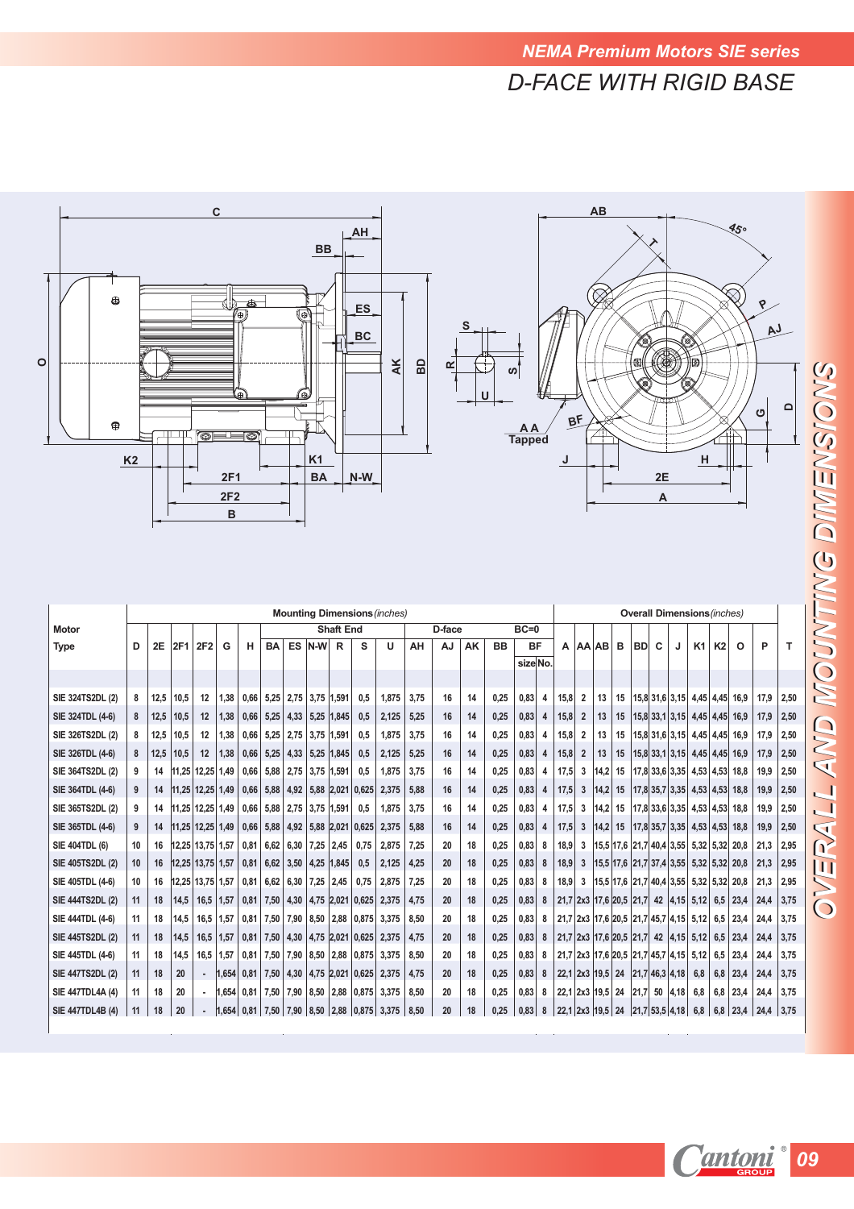# NEMA Premium Motors SIE series

## D-FACE WITH RIGID BASE

## OVERALL AND MOUNTING DIMENSIONS

| Motor Type | Mounting Dimensions (inches) | | | | | | | | | | | | | | | | | | | Overall Dimensions (inches) | | | | | | | | | | | | |
|---|---|---|---|---|---|---|---|---|---|---|---|---|---|---|---|---|---|---|---|---|---|---|---|---|---|---|---|---|---|---|---|---|
| | | | | | | | Shaft End | | | | | | D-face | | | BC=0 | | | | | | | | | | | | | | | | |
| | D | 2E | 2F1 | 2F2 | G | H | BA | ES | N-W | R | S | U | AH | AJ | AK | BB | BF size | BF No. | A | AA | AB | B | BD | C | J | K1 | K2 | O | P | T |
| SIE 324TS2DL (2) | 8 | 12,5 | 10,5 | 12 | 1,38 | 0,66 | 5,25 | 2,75 | 3,75 | 1,591 | 0,5 | 1,875 | 3,75 | 16 | 14 | 0,25 | 0,83 | 4 | 15,8 | 2 | 13 | 15 | 15,8 | 31,6 | 3,15 | 4,45 | 4,45 | 16,9 | 17,9 | 2,50 |
| SIE 324TDL (4-6) | 8 | 12,5 | 10,5 | 12 | 1,38 | 0,66 | 5,25 | 4,33 | 5,25 | 1,845 | 0,5 | 2,125 | 5,25 | 16 | 14 | 0,25 | 0,83 | 4 | 15,8 | 2 | 13 | 15 | 15,8 | 33,1 | 3,15 | 4,45 | 4,45 | 16,9 | 17,9 | 2,50 |
| SIE 326TS2DL (2) | 8 | 12,5 | 10,5 | 12 | 1,38 | 0,66 | 5,25 | 2,75 | 3,75 | 1,591 | 0,5 | 1,875 | 3,75 | 16 | 14 | 0,25 | 0,83 | 4 | 15,8 | 2 | 13 | 15 | 15,8 | 31,6 | 3,15 | 4,45 | 4,45 | 16,9 | 17,9 | 2,50 |
| SIE 326TDL (4-6) | 8 | 12,5 | 10,5 | 12 | 1,38 | 0,66 | 5,25 | 4,33 | 5,25 | 1,845 | 0,5 | 2,125 | 5,25 | 16 | 14 | 0,25 | 0,83 | 4 | 15,8 | 2 | 13 | 15 | 15,8 | 33,1 | 3,15 | 4,45 | 4,45 | 16,9 | 17,9 | 2,50 |
| SIE 364TS2DL (2) | 9 | 14 | 11,25 | 12,25 | 1,49 | 0,66 | 5,88 | 2,75 | 3,75 | 1,591 | 0,5 | 1,875 | 3,75 | 16 | 14 | 0,25 | 0,83 | 4 | 17,5 | 3 | 14,2 | 15 | 17,8 | 33,6 | 3,35 | 4,53 | 4,53 | 18,8 | 19,9 | 2,50 |
| SIE 364TDL (4-6) | 9 | 14 | 11,25 | 12,25 | 1,49 | 0,66 | 5,88 | 4,92 | 5,88 | 2,021 | 0,625 | 2,375 | 5,88 | 16 | 14 | 0,25 | 0,83 | 4 | 17,5 | 3 | 14,2 | 15 | 17,8 | 35,7 | 3,35 | 4,53 | 4,53 | 18,8 | 19,9 | 2,50 |
| SIE 365TS2DL (2) | 9 | 14 | 11,25 | 12,25 | 1,49 | 0,66 | 5,88 | 2,75 | 3,75 | 1,591 | 0,5 | 1,875 | 3,75 | 16 | 14 | 0,25 | 0,83 | 4 | 17,5 | 3 | 14,2 | 15 | 17,8 | 33,6 | 3,35 | 4,53 | 4,53 | 18,8 | 19,9 | 2,50 |
| SIE 365TDL (4-6) | 9 | 14 | 11,25 | 12,25 | 1,49 | 0,66 | 5,88 | 4,92 | 5,88 | 2,021 | 0,625 | 2,375 | 5,88 | 16 | 14 | 0,25 | 0,83 | 4 | 17,5 | 3 | 14,2 | 15 | 17,8 | 35,7 | 3,35 | 4,53 | 4,53 | 18,8 | 19,9 | 2,50 |
| SIE 404TDL (6) | 10 | 16 | 12,25 | 13,75 | 1,57 | 0,81 | 6,62 | 6,30 | 7,25 | 2,45 | 0,75 | 2,875 | 7,25 | 20 | 18 | 0,25 | 0,83 | 8 | 18,9 | 3 | 15,5 | 17,6 | 21,7 | 40,4 | 3,55 | 5,32 | 5,32 | 20,8 | 21,3 | 2,95 |
| SIE 405TS2DL (2) | 10 | 16 | 12,25 | 13,75 | 1,57 | 0,81 | 6,62 | 3,50 | 4,25 | 1,845 | 0,5 | 2,125 | 4,25 | 20 | 18 | 0,25 | 0,83 | 8 | 18,9 | 3 | 15,5 | 17,6 | 21,7 | 37,4 | 3,55 | 5,32 | 5,32 | 20,8 | 21,3 | 2,95 |
| SIE 405TDL (4-6) | 10 | 16 | 12,25 | 13,75 | 1,57 | 0,81 | 6,62 | 6,30 | 7,25 | 2,45 | 0,75 | 2,875 | 7,25 | 20 | 18 | 0,25 | 0,83 | 8 | 18,9 | 3 | 15,5 | 17,6 | 21,7 | 40,4 | 3,55 | 5,32 | 5,32 | 20,8 | 21,3 | 2,95 |
| SIE 444TS2DL (2) | 11 | 18 | 14,5 | 16,5 | 1,57 | 0,81 | 7,50 | 4,30 | 4,75 | 2,021 | 0,625 | 2,375 | 4,75 | 20 | 18 | 0,25 | 0,83 | 8 | 21,7 | 2x3 | 17,6 | 20,5 | 21,7 | 42 | 4,15 | 5,12 | 6,5 | 23,4 | 24,4 | 3,75 |
| SIE 444TDL (4-6) | 11 | 18 | 14,5 | 16,5 | 1,57 | 0,81 | 7,50 | 7,90 | 8,50 | 2,88 | 0,875 | 3,375 | 8,50 | 20 | 18 | 0,25 | 0,83 | 8 | 21,7 | 2x3 | 17,6 | 20,5 | 21,7 | 45,7 | 4,15 | 5,12 | 6,5 | 23,4 | 24,4 | 3,75 |
| SIE 445TS2DL (2) | 11 | 18 | 14,5 | 16,5 | 1,57 | 0,81 | 7,50 | 4,30 | 4,75 | 2,021 | 0,625 | 2,375 | 4,75 | 20 | 18 | 0,25 | 0,83 | 8 | 21,7 | 2x3 | 17,6 | 20,5 | 21,7 | 42 | 4,15 | 5,12 | 6,5 | 23,4 | 24,4 | 3,75 |
| SIE 445TDL (4-6) | 11 | 18 | 14,5 | 16,5 | 1,57 | 0,81 | 7,50 | 7,90 | 8,50 | 2,88 | 0,875 | 3,375 | 8,50 | 20 | 18 | 0,25 | 0,83 | 8 | 21,7 | 2x3 | 17,6 | 20,5 | 21,7 | 45,7 | 4,15 | 5,12 | 6,5 | 23,4 | 24,4 | 3,75 |
| SIE 447TS2DL (2) | 11 | 18 | 20 | - | 1,654 | 0,81 | 7,50 | 4,30 | 4,75 | 2,021 | 0,625 | 2,375 | 4,75 | 20 | 18 | 0,25 | 0,83 | 8 | 22,1 | 2x3 | 19,5 | 24 | 21,7 | 46,3 | 4,18 | 6,8 | 6,8 | 23,4 | 24,4 | 3,75 |
| SIE 447TDL4A (4) | 11 | 18 | 20 | - | 1,654 | 0,81 | 7,50 | 7,90 | 8,50 | 2,88 | 0,875 | 3,375 | 8,50 | 20 | 18 | 0,25 | 0,83 | 8 | 22,1 | 2x3 | 19,5 | 24 | 21,7 | 50 | 4,18 | 6,8 | 6,8 | 23,4 | 24,4 | 3,75 |
| SIE 447TDL4B (4) | 11 | 18 | 20 | - | 1,654 | 0,81 | 7,50 | 7,90 | 8,50 | 2,88 | 0,875 | 3,375 | 8,50 | 20 | 18 | 0,25 | 0,83 | 8 | 22,1 | 2x3 | 19,5 | 24 | 21,7 | 53,5 | 4,18 | 6,8 | 6,8 | 23,4 | 24,4 | 3,75 |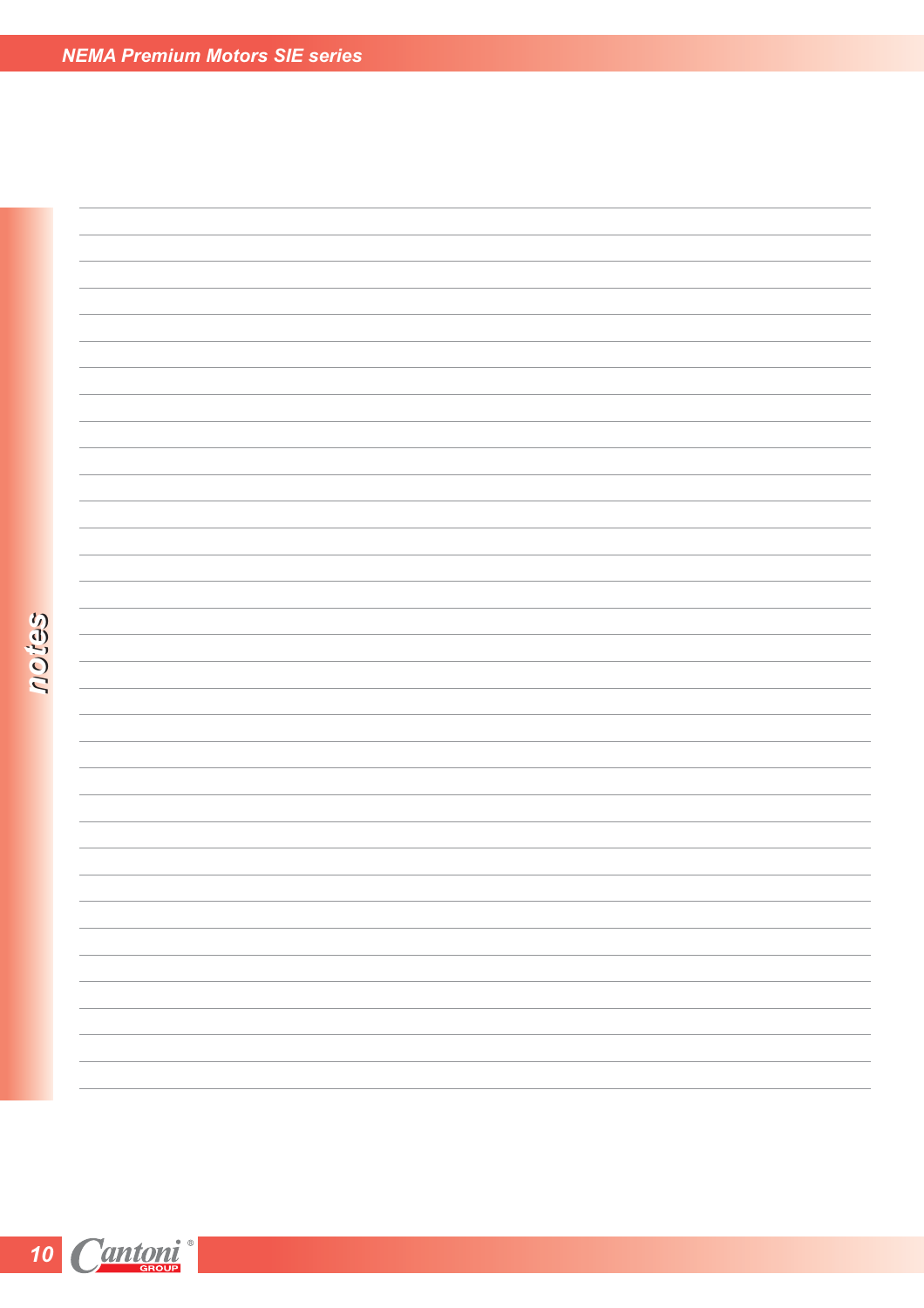notes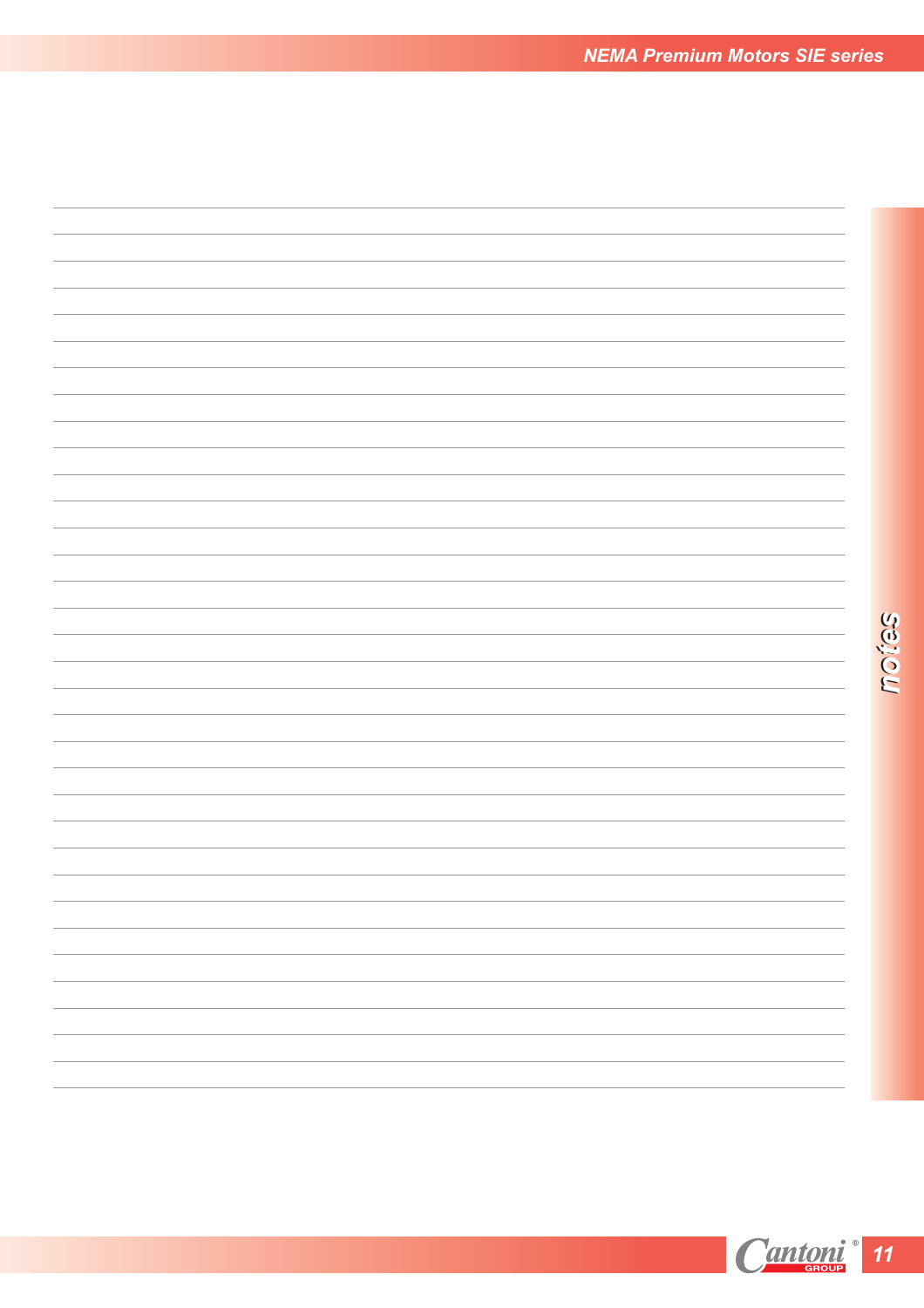# notes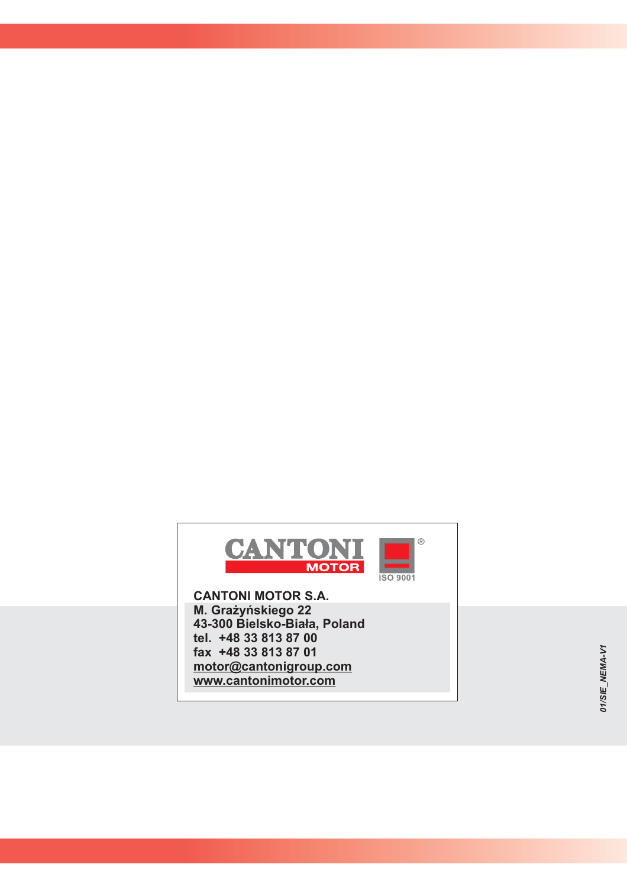CANTONI MOTOR

ISO 9001

**CANTONI MOTOR S.A.**
**M. Grażyńskiego 22**
**43-300 Bielsko-Biała, Poland**
**tel. +48 33 813 87 00**
**fax +48 33 813 87 01**
**motor@cantonigroup.com**
**www.cantonimotor.com**

*01/SIE_NEMA-V1*